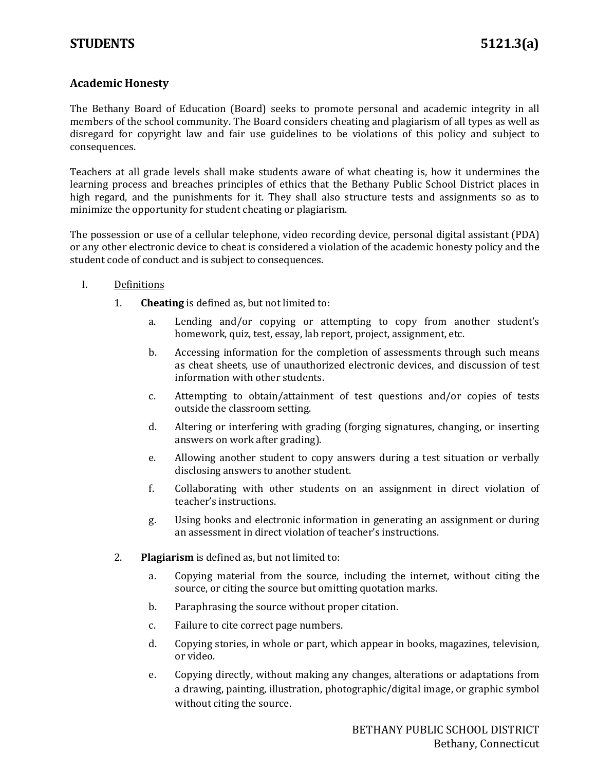# STUDENTS 5121.3(a)

## Academic Honesty

The Bethany Board of Education (Board) seeks to promote personal and academic integrity in all members of the school community. The Board considers cheating and plagiarism of all types as well as disregard for copyright law and fair use guidelines to be violations of this policy and subject to consequences.

Teachers at all grade levels shall make students aware of what cheating is, how it undermines the learning process and breaches principles of ethics that the Bethany Public School District places in high regard, and the punishments for it. They shall also structure tests and assignments so as to minimize the opportunity for student cheating or plagiarism.

The possession or use of a cellular telephone, video recording device, personal digital assistant (PDA) or any other electronic device to cheat is considered a violation of the academic honesty policy and the student code of conduct and is subject to consequences.

I. Definitions

1. **Cheating** is defined as, but not limited to:

   a. Lending and/or copying or attempting to copy from another student's homework, quiz, test, essay, lab report, project, assignment, etc.

   b. Accessing information for the completion of assessments through such means as cheat sheets, use of unauthorized electronic devices, and discussion of test information with other students.

   c. Attempting to obtain/attainment of test questions and/or copies of tests outside the classroom setting.

   d. Altering or interfering with grading (forging signatures, changing, or inserting answers on work after grading).

   e. Allowing another student to copy answers during a test situation or verbally disclosing answers to another student.

   f. Collaborating with other students on an assignment in direct violation of teacher's instructions.

   g. Using books and electronic information in generating an assignment or during an assessment in direct violation of teacher's instructions.

2. **Plagiarism** is defined as, but not limited to:

   a. Copying material from the source, including the internet, without citing the source, or citing the source but omitting quotation marks.

   b. Paraphrasing the source without proper citation.

   c. Failure to cite correct page numbers.

   d. Copying stories, in whole or part, which appear in books, magazines, television, or video.

   e. Copying directly, without making any changes, alterations or adaptations from a drawing, painting, illustration, photographic/digital image, or graphic symbol without citing the source.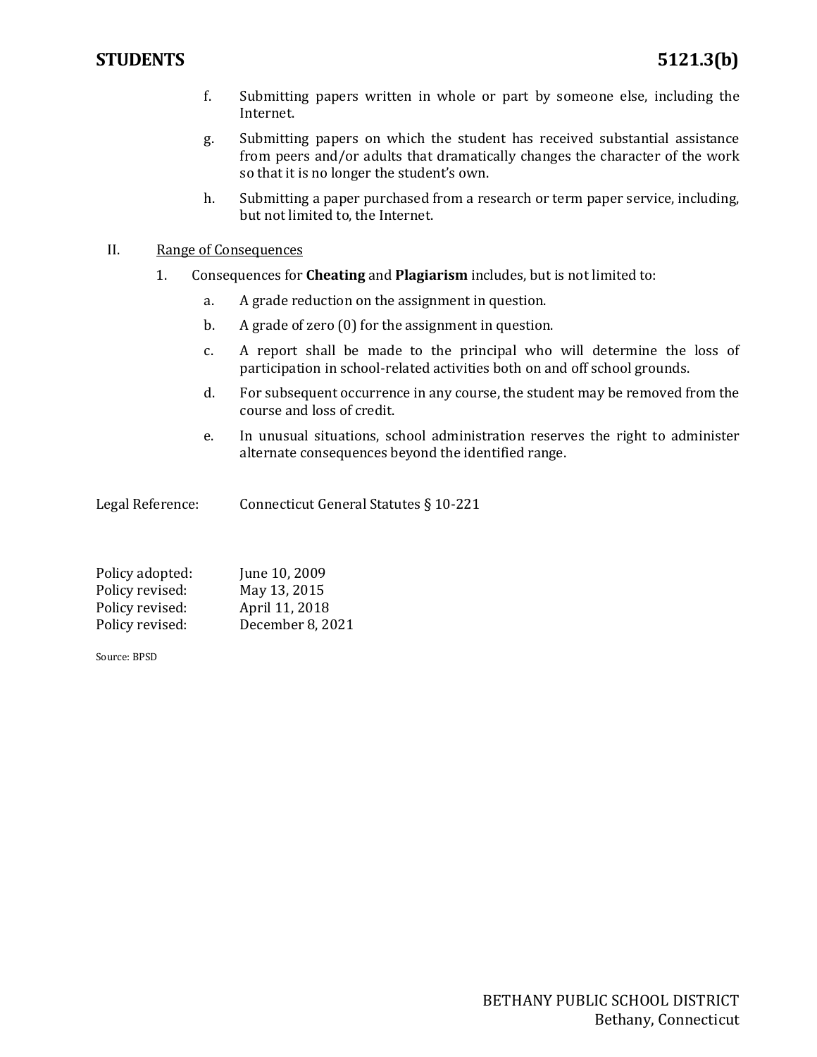f. Submitting papers written in whole or part by someone else, including the Internet.

g. Submitting papers on which the student has received substantial assistance from peers and/or adults that dramatically changes the character of the work so that it is no longer the student's own.

h. Submitting a paper purchased from a research or term paper service, including, but not limited to, the Internet.

II. Range of Consequences

1. Consequences for **Cheating** and **Plagiarism** includes, but is not limited to:

   a. A grade reduction on the assignment in question.

   b. A grade of zero (0) for the assignment in question.

   c. A report shall be made to the principal who will determine the loss of participation in school-related activities both on and off school grounds.

   d. For subsequent occurrence in any course, the student may be removed from the course and loss of credit.

   e. In unusual situations, school administration reserves the right to administer alternate consequences beyond the identified range.

Legal Reference: Connecticut General Statutes § 10-221

Policy adopted: June 10, 2009
Policy revised: May 13, 2015
Policy revised: April 11, 2018
Policy revised: December 8, 2021

Source: BPSD